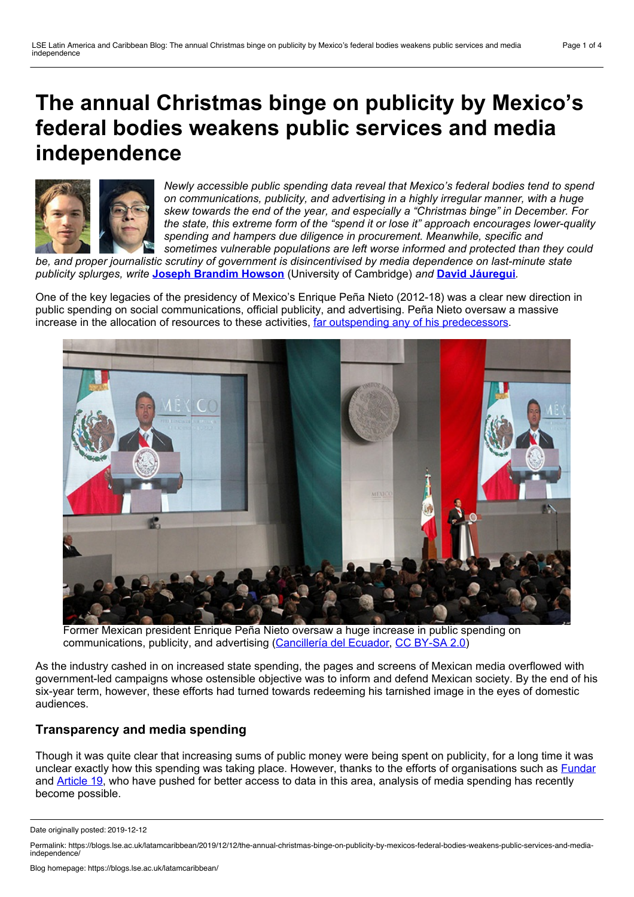# The annual Christmas binge on publicity by Mexico's federal bodies weakens public services and media independence

*Newly accessible public spending data reveal that Mexico's federal bodies tend to spend on communications, publicity, and advertising in a highly irregular manner, with a huge skew towards the end of the year, and especially a "Christmas binge" in December. For the state, this extreme form of the "spend it or lose it" approach encourages lower-quality spending and hampers due diligence in procurement. Meanwhile, specific and sometimes vulnerable populations are left worse informed and protected than they could be, and proper journalistic scrutiny of government is disincentivised by media dependence on last-minute state publicity splurges, write* **Joseph Brandim Howson** (University of Cambridge) *and* **David Jáuregui**.

One of the key legacies of the presidency of Mexico's Enrique Peña Nieto (2012-18) was a clear new direction in public spending on social communications, official publicity, and advertising. Peña Nieto oversaw a massive increase in the allocation of resources to these activities, far outspending any of his predecessors.

Former Mexican president Enrique Peña Nieto oversaw a huge increase in public spending on communications, publicity, and advertising (Cancillería del Ecuador, CC BY-SA 2.0)

As the industry cashed in on increased state spending, the pages and screens of Mexican media overflowed with government-led campaigns whose ostensible objective was to inform and defend Mexican society. By the end of his six-year term, however, these efforts had turned towards redeeming his tarnished image in the eyes of domestic audiences.

## Transparency and media spending

Though it was quite clear that increasing sums of public money were being spent on publicity, for a long time it was unclear exactly how this spending was taking place. However, thanks to the efforts of organisations such as Fundar and Article 19, who have pushed for better access to data in this area, analysis of media spending has recently become possible.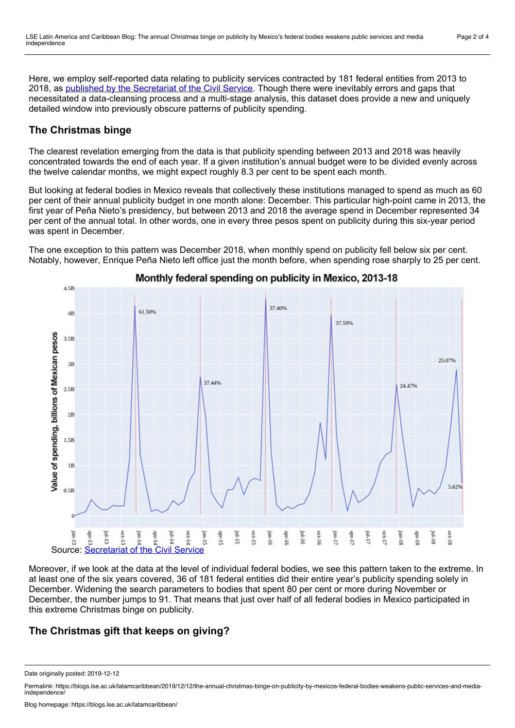Here, we employ self-reported data relating to publicity services contracted by 181 federal entities from 2013 to 2018, as published by the Secretariat of the Civil Service. Though there were inevitably errors and gaps that necessitated a data-cleansing process and a multi-stage analysis, this dataset does provide a new and uniquely detailed window into previously obscure patterns of publicity spending.

## The Christmas binge

The clearest revelation emerging from the data is that publicity spending between 2013 and 2018 was heavily concentrated towards the end of each year. If a given institution's annual budget were to be divided evenly across the twelve calendar months, we might expect roughly 8.3 per cent to be spent each month.

But looking at federal bodies in Mexico reveals that collectively these institutions managed to spend as much as 60 per cent of their annual publicity budget in one month alone: December. This particular high-point came in 2013, the first year of Peña Nieto's presidency, but between 2013 and 2018 the average spend in December represented 34 per cent of the annual total. In other words, one in every three pesos spent on publicity during this six-year period was spent in December.

The one exception to this pattern was December 2018, when monthly spend on publicity fell below six per cent. Notably, however, Enrique Peña Nieto left office just the month before, when spending rose sharply to 25 per cent.

**Monthly federal spending on publicity in Mexico, 2013-18**

Source: Secretariat of the Civil Service

Moreover, if we look at the data at the level of individual federal bodies, we see this pattern taken to the extreme. In at least one of the six years covered, 36 of 181 federal entities did their entire year's publicity spending solely in December. Widening the search parameters to bodies that spent 80 per cent or more during November or December, the number jumps to 91. That means that just over half of all federal bodies in Mexico participated in this extreme Christmas binge on publicity.

## The Christmas gift that keeps on giving?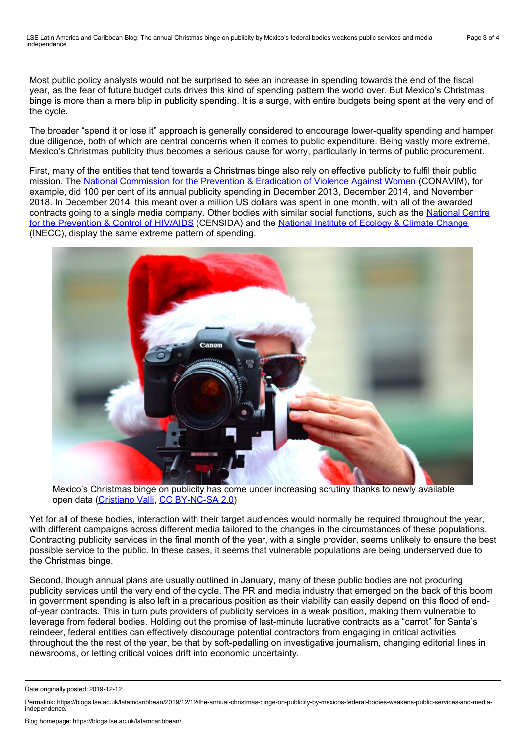Most public policy analysts would not be surprised to see an increase in spending towards the end of the fiscal year, as the fear of future budget cuts drives this kind of spending pattern the world over. But Mexico's Christmas binge is more than a mere blip in publicity spending. It is a surge, with entire budgets being spent at the very end of the cycle.

The broader "spend it or lose it" approach is generally considered to encourage lower-quality spending and hamper due diligence, both of which are central concerns when it comes to public expenditure. Being vastly more extreme, Mexico's Christmas publicity thus becomes a serious cause for worry, particularly in terms of public procurement.

First, many of the entities that tend towards a Christmas binge also rely on effective publicity to fulfil their public mission. The National Commission for the Prevention & Eradication of Violence Against Women (CONAVIM), for example, did 100 per cent of its annual publicity spending in December 2013, December 2014, and November 2018. In December 2014, this meant over a million US dollars was spent in one month, with all of the awarded contracts going to a single media company. Other bodies with similar social functions, such as the National Centre for the Prevention & Control of HIV/AIDS (CENSIDA) and the National Institute of Ecology & Climate Change (INECC), display the same extreme pattern of spending.

Mexico's Christmas binge on publicity has come under increasing scrutiny thanks to newly available open data (Cristiano Valli, CC BY-NC-SA 2.0)

Yet for all of these bodies, interaction with their target audiences would normally be required throughout the year, with different campaigns across different media tailored to the changes in the circumstances of these populations. Contracting publicity services in the final month of the year, with a single provider, seems unlikely to ensure the best possible service to the public. In these cases, it seems that vulnerable populations are being underserved due to the Christmas binge.

Second, though annual plans are usually outlined in January, many of these public bodies are not procuring publicity services until the very end of the cycle. The PR and media industry that emerged on the back of this boom in government spending is also left in a precarious position as their viability can easily depend on this flood of end-of-year contracts. This in turn puts providers of publicity services in a weak position, making them vulnerable to leverage from federal bodies. Holding out the promise of last-minute lucrative contracts as a "carrot" for Santa's reindeer, federal entities can effectively discourage potential contractors from engaging in critical activities throughout the the rest of the year, be that by soft-pedalling on investigative journalism, changing editorial lines in newsrooms, or letting critical voices drift into economic uncertainty.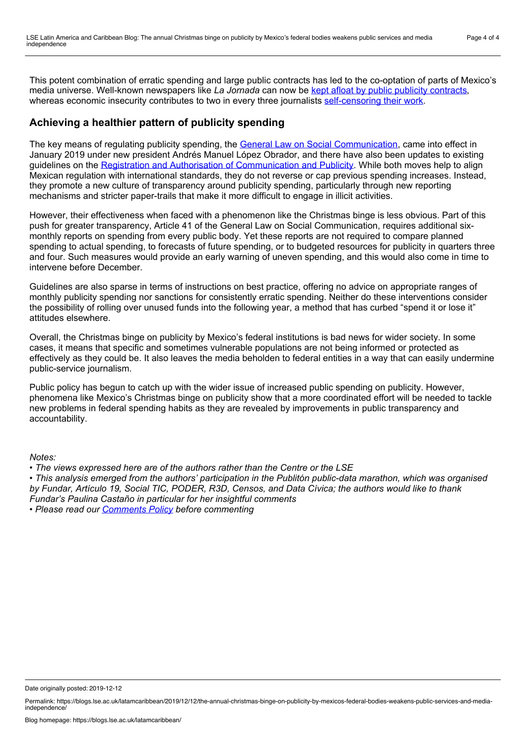This potent combination of erratic spending and large public contracts has led to the co-option of parts of Mexico's media universe. Well-known newspapers like *La Jornada* can now be kept afloat by public publicity contracts, whereas economic insecurity contributes to two in every three journalists self-censoring their work.

## Achieving a healthier pattern of publicity spending

The key means of regulating publicity spending, the General Law on Social Communication, came into effect in January 2019 under new president Andrés Manuel López Obrador, and there have also been updates to existing guidelines on the Registration and Authorisation of Communication and Publicity. While both moves help to align Mexican regulation with international standards, they do not reverse or cap previous spending increases. Instead, they promote a new culture of transparency around publicity spending, particularly through new reporting mechanisms and stricter paper-trails that make it more difficult to engage in illicit activities.

However, their effectiveness when faced with a phenomenon like the Christmas binge is less obvious. Part of this push for greater transparency, Article 41 of the General Law on Social Communication, requires additional six-monthly reports on spending from every public body. Yet these reports are not required to compare planned spending to actual spending, to forecasts of future spending, or to budgeted resources for publicity in quarters three and four. Such measures would provide an early warning of uneven spending, and this would also come in time to intervene before December.

Guidelines are also sparse in terms of instructions on best practice, offering no advice on appropriate ranges of monthly publicity spending nor sanctions for consistently erratic spending. Neither do these interventions consider the possibility of rolling over unused funds into the following year, a method that has curbed "spend it or lose it" attitudes elsewhere.

Overall, the Christmas binge on publicity by Mexico's federal institutions is bad news for wider society. In some cases, it means that specific and sometimes vulnerable populations are not being informed or protected as effectively as they could be. It also leaves the media beholden to federal entities in a way that can easily undermine public-service journalism.

Public policy has begun to catch up with the wider issue of increased public spending on publicity. However, phenomena like Mexico's Christmas binge on publicity show that a more coordinated effort will be needed to tackle new problems in federal spending habits as they are revealed by improvements in public transparency and accountability.

*Notes:*

- *The views expressed here are of the authors rather than the Centre or the LSE*
- *This analysis emerged from the authors' participation in the Publitón public-data marathon, which was organised by Fundar, Artículo 19, Social TIC, PODER, R3D, Censos, and Data Cívica; the authors would like to thank Fundar's Paulina Castaño in particular for her insightful comments*
- *Please read our Comments Policy before commenting*

Date originally posted: 2019-12-12

Permalink: https://blogs.lse.ac.uk/latamcaribbean/2019/12/12/the-annual-christmas-binge-on-publicity-by-mexicos-federal-bodies-weakens-public-services-and-media-independence/

Blog homepage: https://blogs.lse.ac.uk/latamcaribbean/